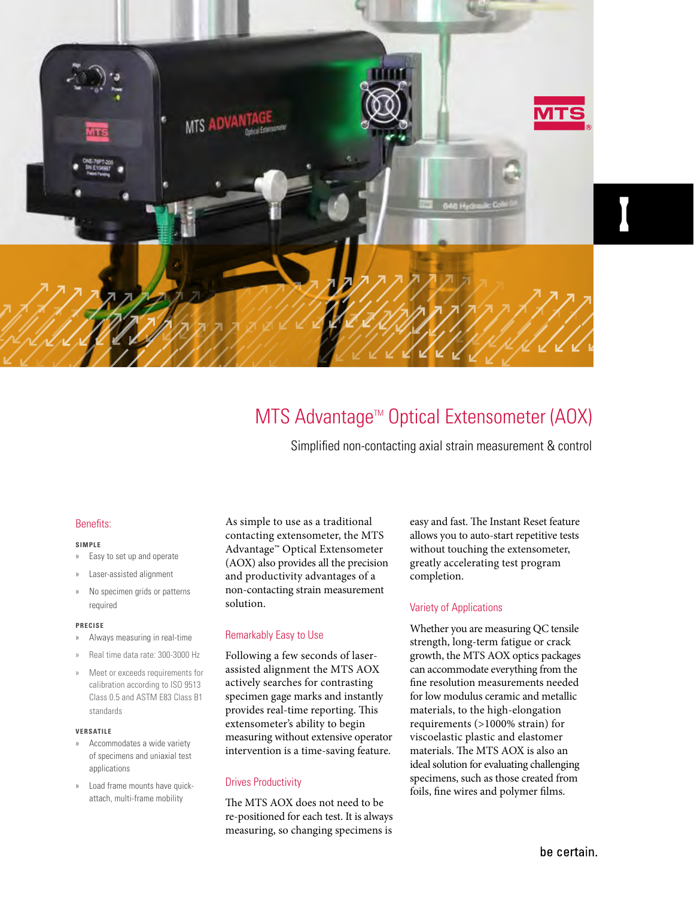# MTS Advantage™ Optical Extensometer (AOX)

Simplified non-contacting axial strain measurement & control

## Benefits:

**SIMPLE**

- Easy to set up and operate
- Laser-assisted alignment
- No specimen grids or patterns required

**PRECISE**

- Always measuring in real-time
- Real time data rate: 300-3000 Hz
- Meet or exceeds requirements for calibration according to ISO 9513 Class 0.5 and ASTM E83 Class B1 standards

**VERSATILE**

- Accommodates a wide variety of specimens and uniaxial test applications
- Load frame mounts have quick-attach, multi-frame mobility

As simple to use as a traditional contacting extensometer, the MTS Advantage™ Optical Extensometer (AOX) also provides all the precision and productivity advantages of a non-contacting strain measurement solution.

## Remarkably Easy to Use

Following a few seconds of laser-assisted alignment the MTS AOX actively searches for contrasting specimen gage marks and instantly provides real-time reporting. This extensometer's ability to begin measuring without extensive operator intervention is a time-saving feature.

## Drives Productivity

The MTS AOX does not need to be re-positioned for each test. It is always measuring, so changing specimens is easy and fast. The Instant Reset feature allows you to auto-start repetitive tests without touching the extensometer, greatly accelerating test program completion.

## Variety of Applications

Whether you are measuring QC tensile strength, long-term fatigue or crack growth, the MTS AOX optics packages can accommodate everything from the fine resolution measurements needed for low modulus ceramic and metallic materials, to the high-elongation requirements (>1000% strain) for viscoelastic plastic and elastomer materials. The MTS AOX is also an ideal solution for evaluating challenging specimens, such as those created from foils, fine wires and polymer films.

be certain.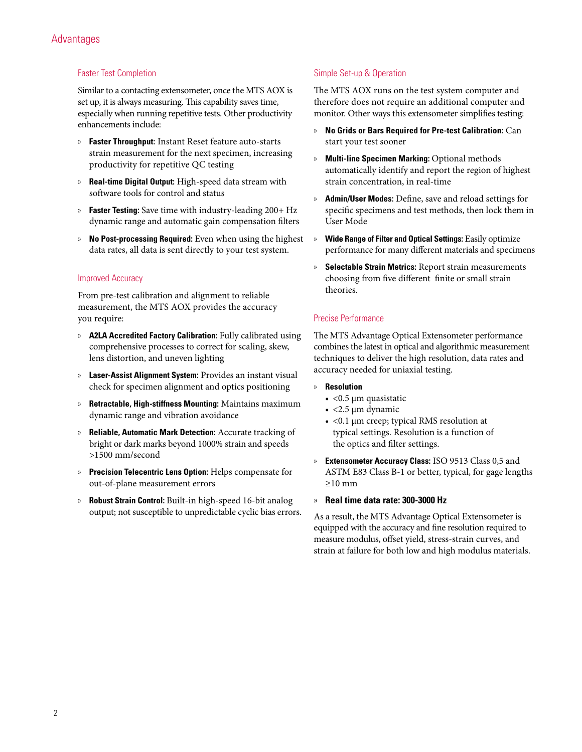# Advantages

## Faster Test Completion

Similar to a contacting extensometer, once the MTS AOX is set up, it is always measuring. This capability saves time, especially when running repetitive tests. Other productivity enhancements include:

- **Faster Throughput:** Instant Reset feature auto-starts strain measurement for the next specimen, increasing productivity for repetitive QC testing
- **Real-time Digital Output:** High-speed data stream with software tools for control and status
- **Faster Testing:** Save time with industry-leading 200+ Hz dynamic range and automatic gain compensation filters
- **No Post-processing Required:** Even when using the highest data rates, all data is sent directly to your test system.

## Improved Accuracy

From pre-test calibration and alignment to reliable measurement, the MTS AOX provides the accuracy you require:

- **A2LA Accredited Factory Calibration:** Fully calibrated using comprehensive processes to correct for scaling, skew, lens distortion, and uneven lighting
- **Laser-Assist Alignment System:** Provides an instant visual check for specimen alignment and optics positioning
- **Retractable, High-stiffness Mounting:** Maintains maximum dynamic range and vibration avoidance
- **Reliable, Automatic Mark Detection:** Accurate tracking of bright or dark marks beyond 1000% strain and speeds >1500 mm/second
- **Precision Telecentric Lens Option:** Helps compensate for out-of-plane measurement errors
- **Robust Strain Control:** Built-in high-speed 16-bit analog output; not susceptible to unpredictable cyclic bias errors.

## Simple Set-up & Operation

The MTS AOX runs on the test system computer and therefore does not require an additional computer and monitor. Other ways this extensometer simplifies testing:

- **No Grids or Bars Required for Pre-test Calibration:** Can start your test sooner
- **Multi-line Specimen Marking:** Optional methods automatically identify and report the region of highest strain concentration, in real-time
- **Admin/User Modes:** Define, save and reload settings for specific specimens and test methods, then lock them in User Mode
- **Wide Range of Filter and Optical Settings:** Easily optimize performance for many different materials and specimens
- **Selectable Strain Metrics:** Report strain measurements choosing from five different finite or small strain theories.

## Precise Performance

The MTS Advantage Optical Extensometer performance combines the latest in optical and algorithmic measurement techniques to deliver the high resolution, data rates and accuracy needed for uniaxial testing.

- **Resolution**
  - <0.5 µm quasistatic
  - <2.5 µm dynamic
  - <0.1 µm creep; typical RMS resolution at typical settings. Resolution is a function of the optics and filter settings.
- **Extensometer Accuracy Class:** ISO 9513 Class 0,5 and ASTM E83 Class B-1 or better, typical, for gage lengths ≥10 mm
- **Real time data rate: 300-3000 Hz**

As a result, the MTS Advantage Optical Extensometer is equipped with the accuracy and fine resolution required to measure modulus, offset yield, stress-strain curves, and strain at failure for both low and high modulus materials.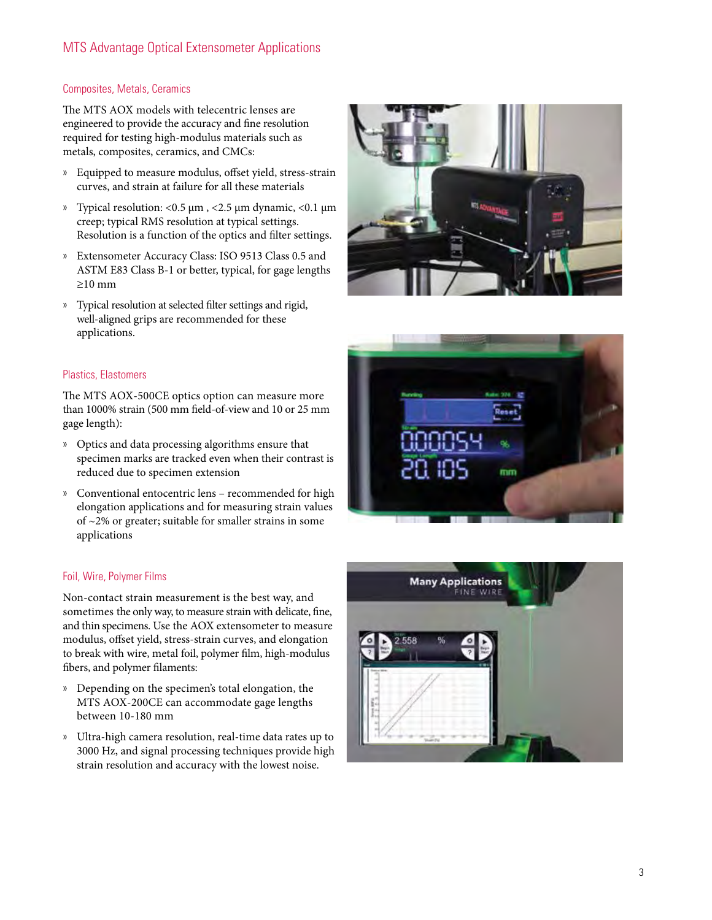# MTS Advantage Optical Extensometer Applications

## Composites, Metals, Ceramics

The MTS AOX models with telecentric lenses are engineered to provide the accuracy and fine resolution required for testing high-modulus materials such as metals, composites, ceramics, and CMCs:

- Equipped to measure modulus, offset yield, stress-strain curves, and strain at failure for all these materials
- Typical resolution: <0.5 µm , <2.5 µm dynamic, <0.1 µm creep; typical RMS resolution at typical settings. Resolution is a function of the optics and filter settings.
- Extensometer Accuracy Class: ISO 9513 Class 0.5 and ASTM E83 Class B-1 or better, typical, for gage lengths ≥10 mm
- Typical resolution at selected filter settings and rigid, well-aligned grips are recommended for these applications.

## Plastics, Elastomers

The MTS AOX-500CE optics option can measure more than 1000% strain (500 mm field-of-view and 10 or 25 mm gage length):

- Optics and data processing algorithms ensure that specimen marks are tracked even when their contrast is reduced due to specimen extension
- Conventional entocentric lens – recommended for high elongation applications and for measuring strain values of ~2% or greater; suitable for smaller strains in some applications

## Foil, Wire, Polymer Films

Non-contact strain measurement is the best way, and sometimes the only way, to measure strain with delicate, fine, and thin specimens. Use the AOX extensometer to measure modulus, offset yield, stress-strain curves, and elongation to break with wire, metal foil, polymer film, high-modulus fibers, and polymer filaments:

- Depending on the specimen's total elongation, the MTS AOX-200CE can accommodate gage lengths between 10-180 mm
- Ultra-high camera resolution, real-time data rates up to 3000 Hz, and signal processing techniques provide high strain resolution and accuracy with the lowest noise.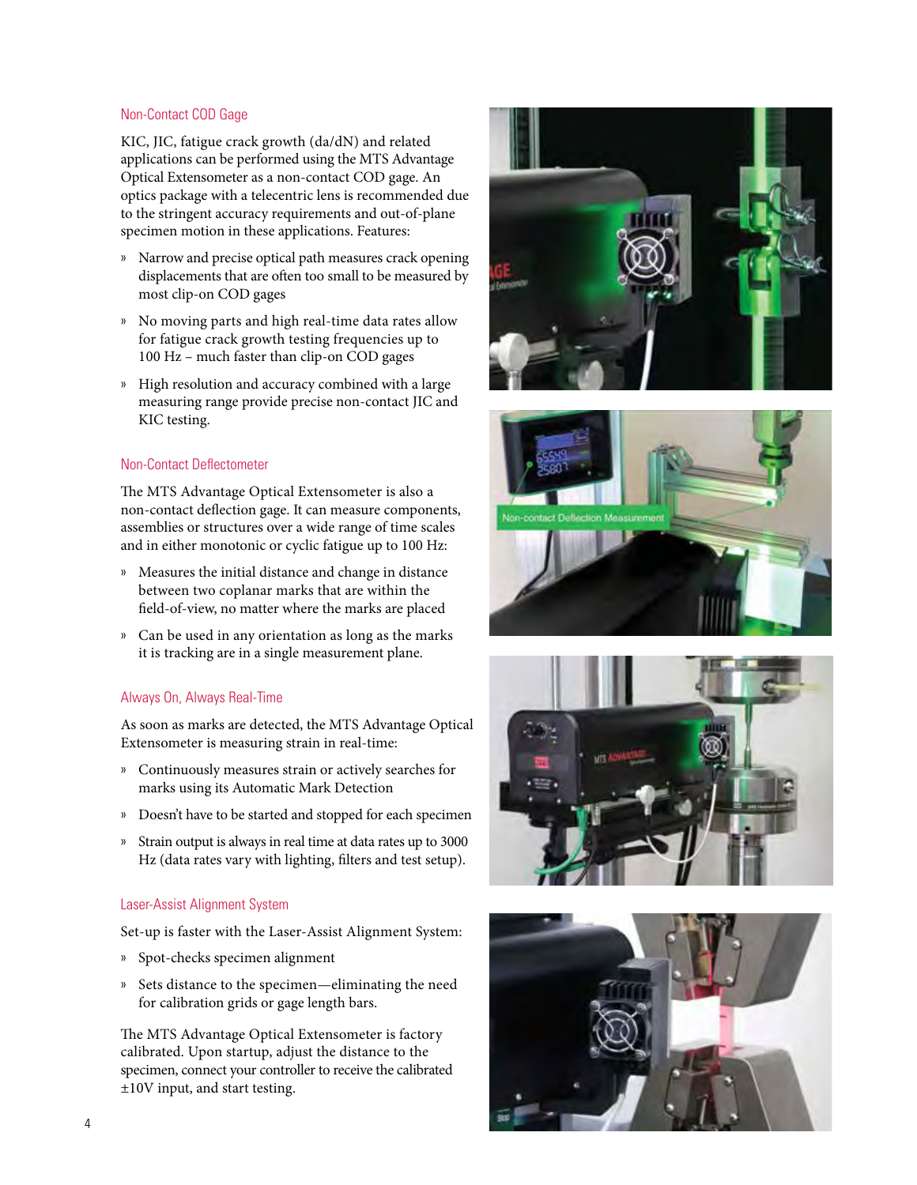### Non-Contact COD Gage

KIC, JIC, fatigue crack growth (da/dN) and related applications can be performed using the MTS Advantage Optical Extensometer as a non-contact COD gage. An optics package with a telecentric lens is recommended due to the stringent accuracy requirements and out-of-plane specimen motion in these applications. Features:

- Narrow and precise optical path measures crack opening displacements that are often too small to be measured by most clip-on COD gages
- No moving parts and high real-time data rates allow for fatigue crack growth testing frequencies up to 100 Hz – much faster than clip-on COD gages
- High resolution and accuracy combined with a large measuring range provide precise non-contact JIC and KIC testing.

### Non-Contact Deflectometer

The MTS Advantage Optical Extensometer is also a non-contact deflection gage. It can measure components, assemblies or structures over a wide range of time scales and in either monotonic or cyclic fatigue up to 100 Hz:

- Measures the initial distance and change in distance between two coplanar marks that are within the field-of-view, no matter where the marks are placed
- Can be used in any orientation as long as the marks it is tracking are in a single measurement plane.

### Always On, Always Real-Time

As soon as marks are detected, the MTS Advantage Optical Extensometer is measuring strain in real-time:

- Continuously measures strain or actively searches for marks using its Automatic Mark Detection
- Doesn't have to be started and stopped for each specimen
- Strain output is always in real time at data rates up to 3000 Hz (data rates vary with lighting, filters and test setup).

### Laser-Assist Alignment System

Set-up is faster with the Laser-Assist Alignment System:

- Spot-checks specimen alignment
- Sets distance to the specimen—eliminating the need for calibration grids or gage length bars.

The MTS Advantage Optical Extensometer is factory calibrated. Upon startup, adjust the distance to the specimen, connect your controller to receive the calibrated ±10V input, and start testing.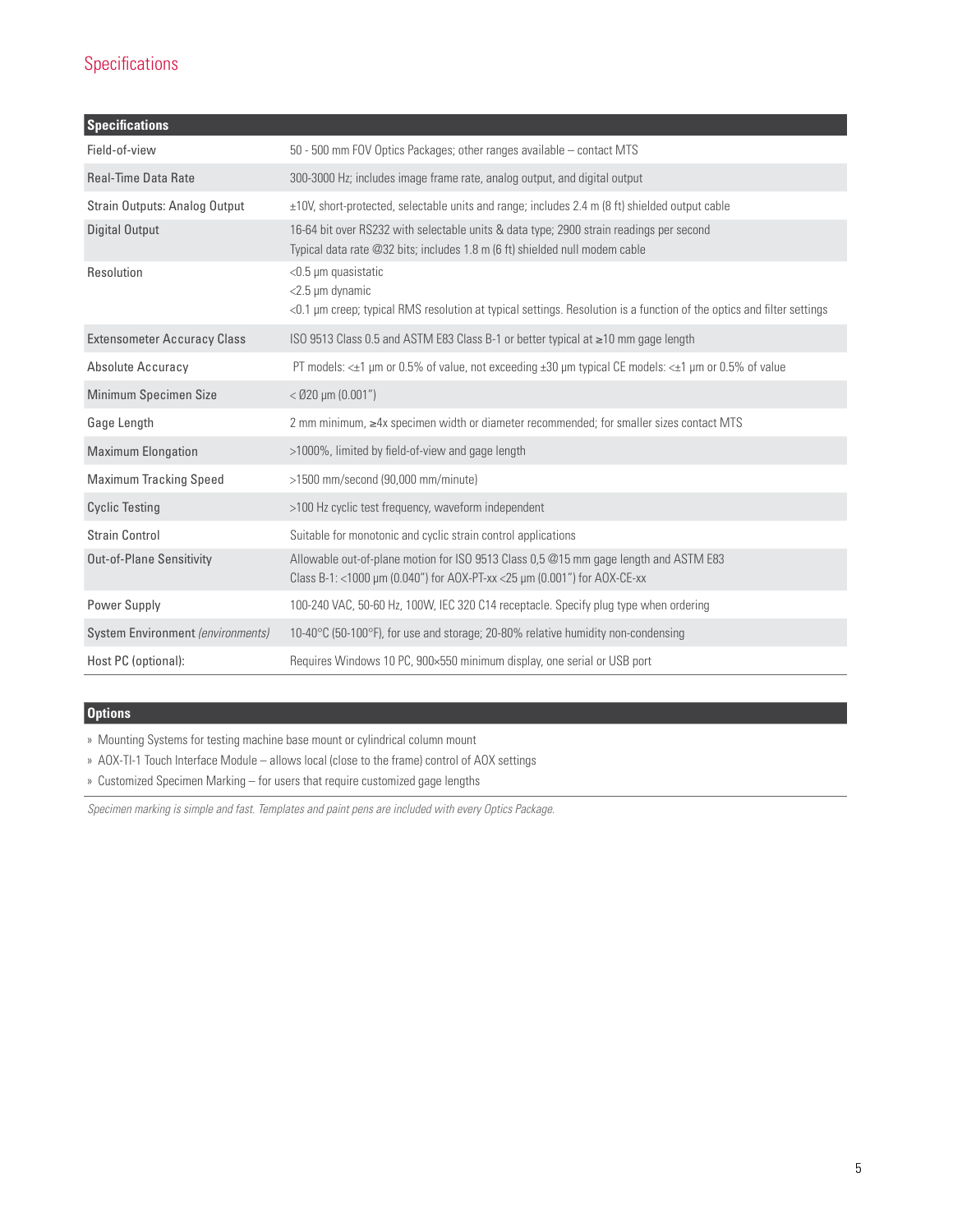## Specifications

| Specifications | |
|---|---|
| Field-of-view | 50 - 500 mm FOV Optics Packages; other ranges available – contact MTS |
| Real-Time Data Rate | 300-3000 Hz; includes image frame rate, analog output, and digital output |
| Strain Outputs: Analog Output | ±10V, short-protected, selectable units and range; includes 2.4 m (8 ft) shielded output cable |
| Digital Output | 16-64 bit over RS232 with selectable units & data type; 2900 strain readings per second<br>Typical data rate @32 bits; includes 1.8 m (6 ft) shielded null modem cable |
| Resolution | <0.5 µm quasistatic<br><2.5 µm dynamic<br><0.1 µm creep; typical RMS resolution at typical settings. Resolution is a function of the optics and filter settings |
| Extensometer Accuracy Class | ISO 9513 Class 0.5 and ASTM E83 Class B-1 or better typical at ≥10 mm gage length |
| Absolute Accuracy | PT models: <±1 µm or 0.5% of value, not exceeding ±30 µm typical CE models: <±1 µm or 0.5% of value |
| Minimum Specimen Size | < Ø20 µm (0.001") |
| Gage Length | 2 mm minimum, ≥4x specimen width or diameter recommended; for smaller sizes contact MTS |
| Maximum Elongation | >1000%, limited by field-of-view and gage length |
| Maximum Tracking Speed | >1500 mm/second (90,000 mm/minute) |
| Cyclic Testing | >100 Hz cyclic test frequency, waveform independent |
| Strain Control | Suitable for monotonic and cyclic strain control applications |
| Out-of-Plane Sensitivity | Allowable out-of-plane motion for ISO 9513 Class 0,5 @15 mm gage length and ASTM E83<br>Class B-1: <1000 µm (0.040") for AOX-PT-xx <25 µm (0.001") for AOX-CE-xx |
| Power Supply | 100-240 VAC, 50-60 Hz, 100W, IEC 320 C14 receptacle. Specify plug type when ordering |
| System Environment *(environments)* | 10-40°C (50-100°F), for use and storage; 20-80% relative humidity non-condensing |
| Host PC (optional): | Requires Windows 10 PC, 900×550 minimum display, one serial or USB port |

### Options

- Mounting Systems for testing machine base mount or cylindrical column mount
- AOX-TI-1 Touch Interface Module – allows local (close to the frame) control of AOX settings
- Customized Specimen Marking – for users that require customized gage lengths

*Specimen marking is simple and fast. Templates and paint pens are included with every Optics Package.*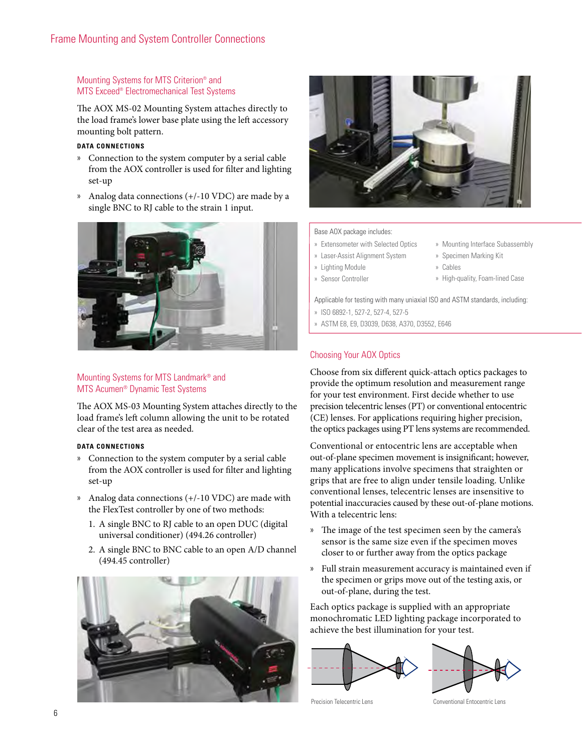# Frame Mounting and System Controller Connections

## Mounting Systems for MTS Criterion® and MTS Exceed® Electromechanical Test Systems

The AOX MS-02 Mounting System attaches directly to the load frame's lower base plate using the left accessory mounting bolt pattern.

**DATA CONNECTIONS**

- Connection to the system computer by a serial cable from the AOX controller is used for filter and lighting set-up
- Analog data connections (+/-10 VDC) are made by a single BNC to RJ cable to the strain 1 input.

## Mounting Systems for MTS Landmark® and MTS Acumen® Dynamic Test Systems

The AOX MS-03 Mounting System attaches directly to the load frame's left column allowing the unit to be rotated clear of the test area as needed.

**DATA CONNECTIONS**

- Connection to the system computer by a serial cable from the AOX controller is used for filter and lighting set-up
- Analog data connections (+/-10 VDC) are made with the FlexTest controller by one of two methods:
  1. A single BNC to RJ cable to an open DUC (digital universal conditioner) (494.26 controller)
  2. A single BNC to BNC cable to an open A/D channel (494.45 controller)

Base AOX package includes:

- Extensometer with Selected Optics
- Laser-Assist Alignment System
- Lighting Module
- Sensor Controller
- Mounting Interface Subassembly
- Specimen Marking Kit
- Cables
- High-quality, Foam-lined Case

Applicable for testing with many uniaxial ISO and ASTM standards, including:

- ISO 6892-1, 527-2, 527-4, 527-5
- ASTM E8, E9, D3039, D638, A370, D3552, E646

## Choosing Your AOX Optics

Choose from six different quick-attach optics packages to provide the optimum resolution and measurement range for your test environment. First decide whether to use precision telecentric lenses (PT) or conventional entocentric (CE) lenses. For applications requiring higher precision, the optics packages using PT lens systems are recommended.

Conventional or entocentric lens are acceptable when out-of-plane specimen movement is insignificant; however, many applications involve specimens that straighten or grips that are free to align under tensile loading. Unlike conventional lenses, telecentric lenses are insensitive to potential inaccuracies caused by these out-of-plane motions. With a telecentric lens:

- The image of the test specimen seen by the camera's sensor is the same size even if the specimen moves closer to or further away from the optics package
- Full strain measurement accuracy is maintained even if the specimen or grips move out of the testing axis, or out-of-plane, during the test.

Each optics package is supplied with an appropriate monochromatic LED lighting package incorporated to achieve the best illumination for your test.

Precision Telecentric Lens

Conventional Entocentric Lens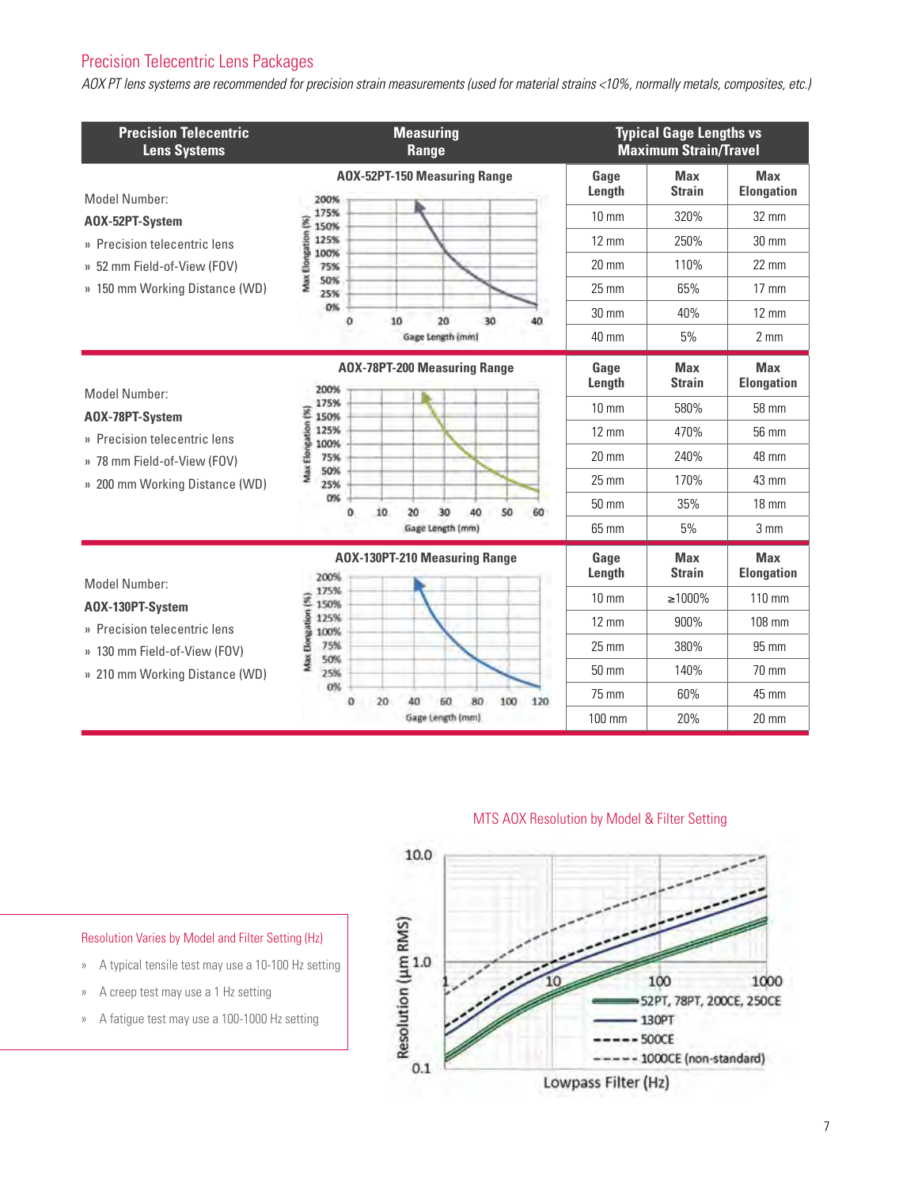## Precision Telecentric Lens Packages

*AOX PT lens systems are recommended for precision strain measurements (used for material strains <10%, normally metals, composites, etc.)*

| Precision Telecentric Lens Systems | Measuring Range | Typical Gage Lengths vs Maximum Strain/Travel | | |
|---|---|---|---|---|
| | | Gage Length | Max Strain | Max Elongation |
| Model Number: **AOX-52PT-System** » Precision telecentric lens » 52 mm Field-of-View (FOV) » 150 mm Working Distance (WD) | AOX-52PT-150 Measuring Range | 10 mm | 320% | 32 mm |
| | | 12 mm | 250% | 30 mm |
| | | 20 mm | 110% | 22 mm |
| | | 25 mm | 65% | 17 mm |
| | | 30 mm | 40% | 12 mm |
| | | 40 mm | 5% | 2 mm |
| Model Number: **AOX-78PT-System** » Precision telecentric lens » 78 mm Field-of-View (FOV) » 200 mm Working Distance (WD) | AOX-78PT-200 Measuring Range | 10 mm | 580% | 58 mm |
| | | 12 mm | 470% | 56 mm |
| | | 20 mm | 240% | 48 mm |
| | | 25 mm | 170% | 43 mm |
| | | 50 mm | 35% | 18 mm |
| | | 65 mm | 5% | 3 mm |
| Model Number: **AOX-130PT-System** » Precision telecentric lens » 130 mm Field-of-View (FOV) » 210 mm Working Distance (WD) | AOX-130PT-210 Measuring Range | 10 mm | ≥1000% | 110 mm |
| | | 12 mm | 900% | 108 mm |
| | | 25 mm | 380% | 95 mm |
| | | 50 mm | 140% | 70 mm |
| | | 75 mm | 60% | 45 mm |
| | | 100 mm | 20% | 20 mm |

MTS AOX Resolution by Model & Filter Setting

Resolution Varies by Model and Filter Setting (Hz)

- A typical tensile test may use a 10-100 Hz setting
- A creep test may use a 1 Hz setting
- A fatigue test may use a 100-1000 Hz setting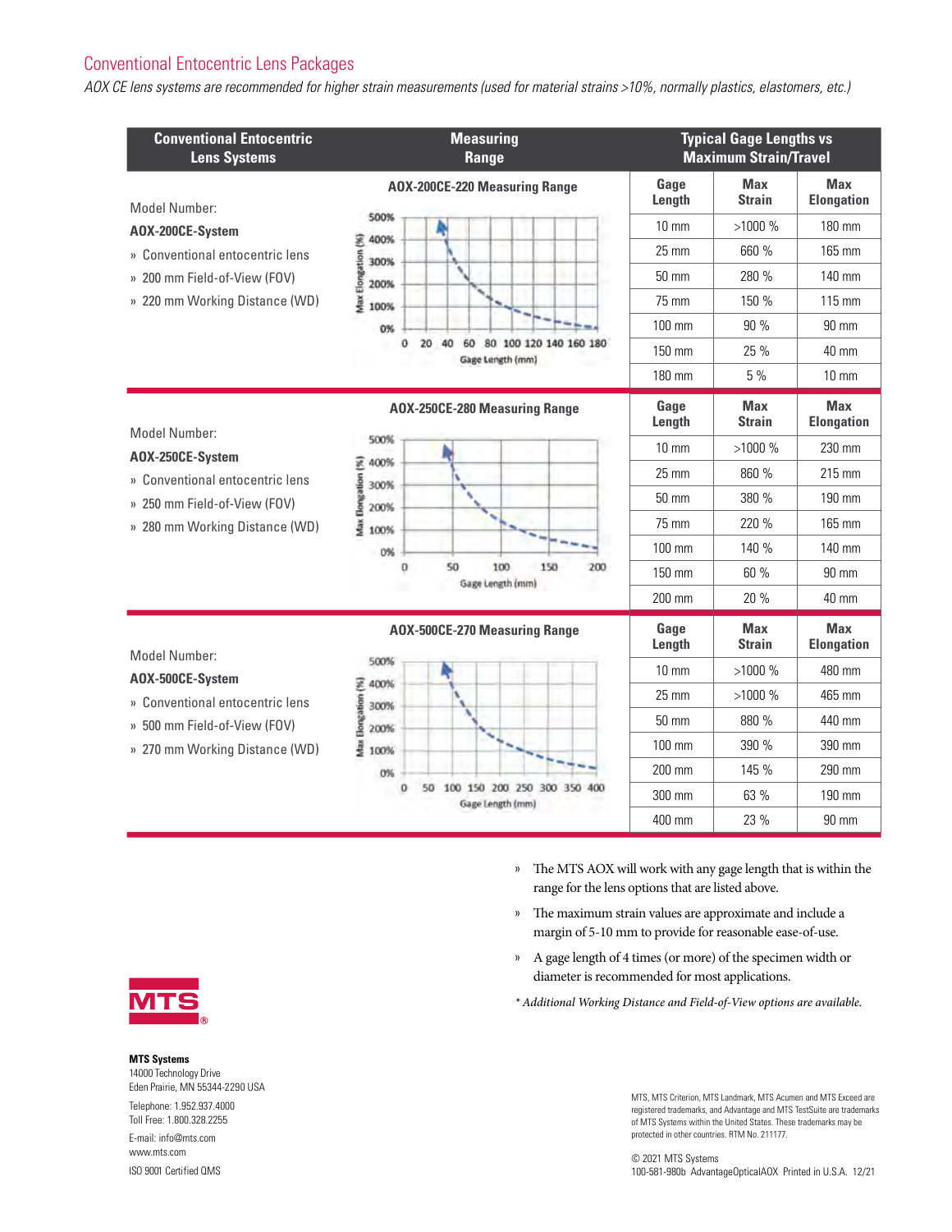## Conventional Entocentric Lens Packages

*AOX CE lens systems are recommended for higher strain measurements (used for material strains >10%, normally plastics, elastomers, etc.)*

| Conventional Entocentric Lens Systems | Measuring Range | Typical Gage Lengths vs Maximum Strain/Travel | | |
|---|---|---|---|---|
| | | **Gage Length** | **Max Strain** | **Max Elongation** |
| Model Number: **AOX-200CE-System** » Conventional entocentric lens » 200 mm Field-of-View (FOV) » 220 mm Working Distance (WD) | AOX-200CE-220 Measuring Range | 10 mm | >1000 % | 180 mm |
| | | 25 mm | 660 % | 165 mm |
| | | 50 mm | 280 % | 140 mm |
| | | 75 mm | 150 % | 115 mm |
| | | 100 mm | 90 % | 90 mm |
| | | 150 mm | 25 % | 40 mm |
| | | 180 mm | 5 % | 10 mm |
| | | **Gage Length** | **Max Strain** | **Max Elongation** |
| Model Number: **AOX-250CE-System** » Conventional entocentric lens » 250 mm Field-of-View (FOV) » 280 mm Working Distance (WD) | AOX-250CE-280 Measuring Range | 10 mm | >1000 % | 230 mm |
| | | 25 mm | 860 % | 215 mm |
| | | 50 mm | 380 % | 190 mm |
| | | 75 mm | 220 % | 165 mm |
| | | 100 mm | 140 % | 140 mm |
| | | 150 mm | 60 % | 90 mm |
| | | 200 mm | 20 % | 40 mm |
| | | **Gage Length** | **Max Strain** | **Max Elongation** |
| Model Number: **AOX-500CE-System** » Conventional entocentric lens » 500 mm Field-of-View (FOV) » 270 mm Working Distance (WD) | AOX-500CE-270 Measuring Range | 10 mm | >1000 % | 480 mm |
| | | 25 mm | >1000 % | 465 mm |
| | | 50 mm | 880 % | 440 mm |
| | | 100 mm | 390 % | 390 mm |
| | | 200 mm | 145 % | 290 mm |
| | | 300 mm | 63 % | 190 mm |
| | | 400 mm | 23 % | 90 mm |

AOX-200CE-220 Measuring Range
Max Elongation (%): 500%, 400%, 300%, 200%, 100%, 0%
Gage Length (mm): 0, 20, 40, 60, 80, 100, 120, 140, 160, 180

AOX-250CE-280 Measuring Range
Max Elongation (%): 500%, 400%, 300%, 200%, 100%, 0%
Gage Length (mm): 0, 50, 100, 150, 200

AOX-500CE-270 Measuring Range
Max Elongation (%): 500%, 400%, 300%, 200%, 100%, 0%
Gage Length (mm): 0, 50, 100, 150, 200, 250, 300, 350, 400

- The MTS AOX will work with any gage length that is within the range for the lens options that are listed above.
- The maximum strain values are approximate and include a margin of 5-10 mm to provide for reasonable ease-of-use.
- A gage length of 4 times (or more) of the specimen width or diameter is recommended for most applications.

*\* Additional Working Distance and Field-of-View options are available.*

**MTS Systems**
14000 Technology Drive
Eden Prairie, MN 55344-2290 USA

Telephone: 1.952.937.4000
Toll Free: 1.800.328.2255

E-mail: info@mts.com
www.mts.com

ISO 9001 Certified QMS

MTS, MTS Criterion, MTS Landmark, MTS Acumen and MTS Exceed are registered trademarks, and Advantage and MTS TestSuite are trademarks of MTS Systems within the United States. These trademarks may be protected in other countries. RTM No. 211177.

© 2021 MTS Systems
100-581-980b AdvantageOpticalAOX Printed in U.S.A. 12/21